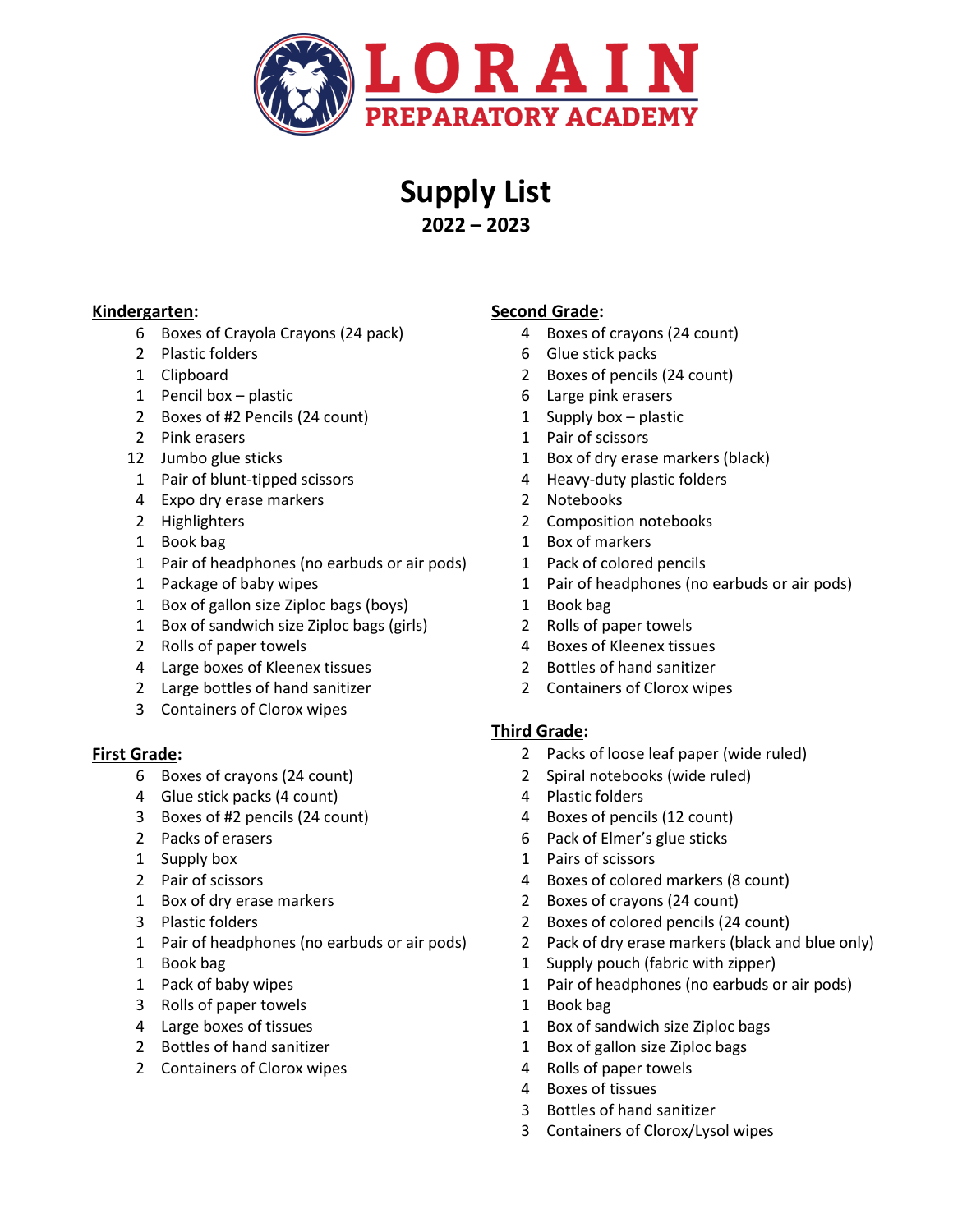# LORAIN PREPARATORY ACADEMY

## Supply List

### 2022 – 2023

### Kindergarten:

- 6 Boxes of Crayola Crayons (24 pack)
- 2 Plastic folders
- 1 Clipboard
- 1 Pencil box – plastic
- 2 Boxes of #2 Pencils (24 count)
- 2 Pink erasers
- 12 Jumbo glue sticks
- 1 Pair of blunt-tipped scissors
- 4 Expo dry erase markers
- 2 Highlighters
- 1 Book bag
- 1 Pair of headphones (no earbuds or air pods)
- 1 Package of baby wipes
- 1 Box of gallon size Ziploc bags (boys)
- 1 Box of sandwich size Ziploc bags (girls)
- 2 Rolls of paper towels
- 4 Large boxes of Kleenex tissues
- 2 Large bottles of hand sanitizer
- 3 Containers of Clorox wipes

### First Grade:

- 6 Boxes of crayons (24 count)
- 4 Glue stick packs (4 count)
- 3 Boxes of #2 pencils (24 count)
- 2 Packs of erasers
- 1 Supply box
- 2 Pair of scissors
- 1 Box of dry erase markers
- 3 Plastic folders
- 1 Pair of headphones (no earbuds or air pods)
- 1 Book bag
- 1 Pack of baby wipes
- 3 Rolls of paper towels
- 4 Large boxes of tissues
- 2 Bottles of hand sanitizer
- 2 Containers of Clorox wipes

### Second Grade:

- 4 Boxes of crayons (24 count)
- 6 Glue stick packs
- 2 Boxes of pencils (24 count)
- 6 Large pink erasers
- 1 Supply box – plastic
- 1 Pair of scissors
- 1 Box of dry erase markers (black)
- 4 Heavy-duty plastic folders
- 2 Notebooks
- 2 Composition notebooks
- 1 Box of markers
- 1 Pack of colored pencils
- 1 Pair of headphones (no earbuds or air pods)
- 1 Book bag
- 2 Rolls of paper towels
- 4 Boxes of Kleenex tissues
- 2 Bottles of hand sanitizer
- 2 Containers of Clorox wipes

### Third Grade:

- 2 Packs of loose leaf paper (wide ruled)
- 2 Spiral notebooks (wide ruled)
- 4 Plastic folders
- 4 Boxes of pencils (12 count)
- 6 Pack of Elmer's glue sticks
- 1 Pairs of scissors
- 4 Boxes of colored markers (8 count)
- 2 Boxes of crayons (24 count)
- 2 Boxes of colored pencils (24 count)
- 2 Pack of dry erase markers (black and blue only)
- 1 Supply pouch (fabric with zipper)
- 1 Pair of headphones (no earbuds or air pods)
- 1 Book bag
- 1 Box of sandwich size Ziploc bags
- 1 Box of gallon size Ziploc bags
- 4 Rolls of paper towels
- 4 Boxes of tissues
- 3 Bottles of hand sanitizer
- 3 Containers of Clorox/Lysol wipes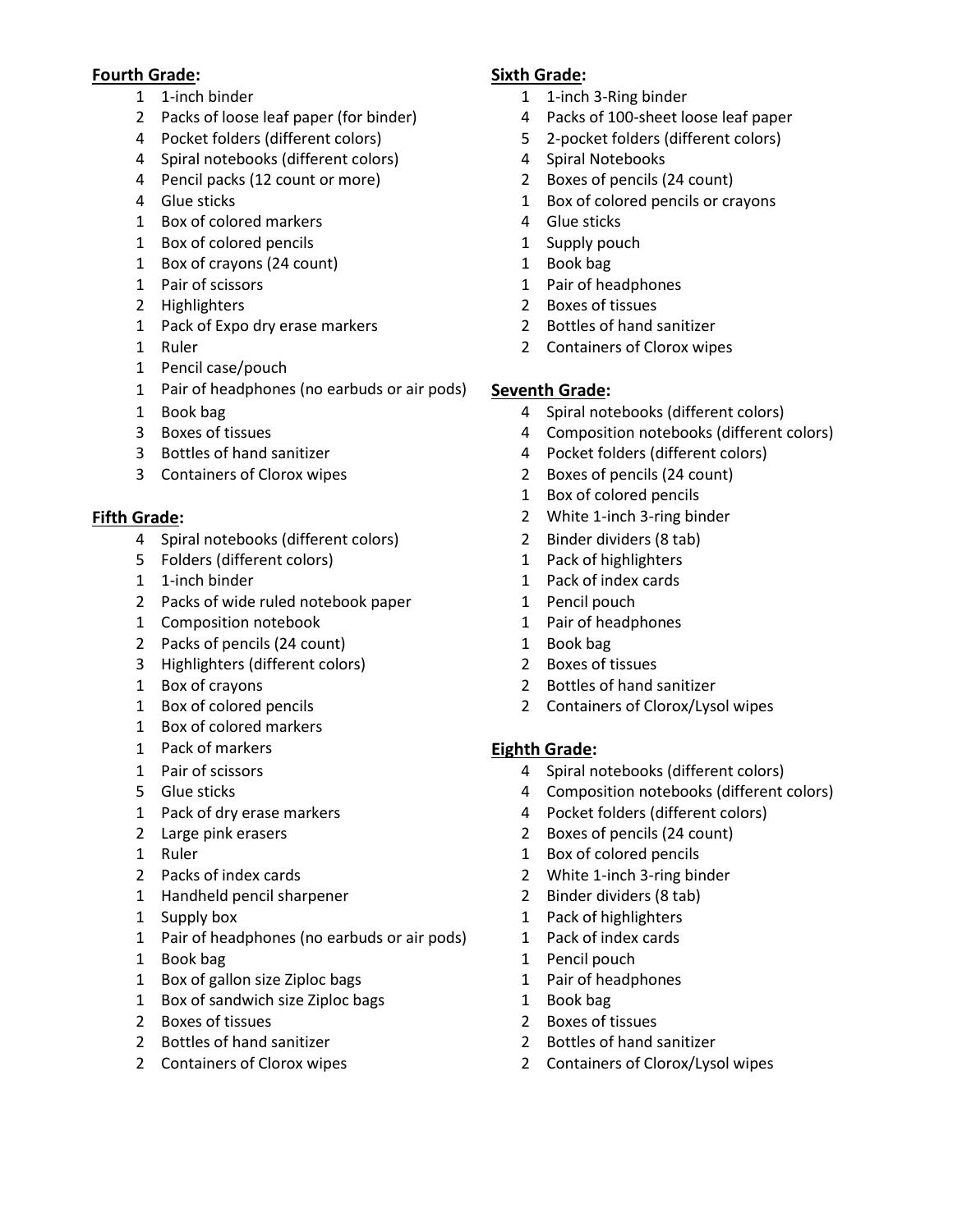**Fourth Grade:**

1 1-inch binder
2 Packs of loose leaf paper (for binder)
4 Pocket folders (different colors)
4 Spiral notebooks (different colors)
4 Pencil packs (12 count or more)
4 Glue sticks
1 Box of colored markers
1 Box of colored pencils
1 Box of crayons (24 count)
1 Pair of scissors
2 Highlighters
1 Pack of Expo dry erase markers
1 Ruler
1 Pencil case/pouch
1 Pair of headphones (no earbuds or air pods)
1 Book bag
3 Boxes of tissues
3 Bottles of hand sanitizer
3 Containers of Clorox wipes

**Fifth Grade:**

4 Spiral notebooks (different colors)
5 Folders (different colors)
1 1-inch binder
2 Packs of wide ruled notebook paper
1 Composition notebook
2 Packs of pencils (24 count)
3 Highlighters (different colors)
1 Box of crayons
1 Box of colored pencils
1 Box of colored markers
1 Pack of markers
1 Pair of scissors
5 Glue sticks
1 Pack of dry erase markers
2 Large pink erasers
1 Ruler
2 Packs of index cards
1 Handheld pencil sharpener
1 Supply box
1 Pair of headphones (no earbuds or air pods)
1 Book bag
1 Box of gallon size Ziploc bags
1 Box of sandwich size Ziploc bags
2 Boxes of tissues
2 Bottles of hand sanitizer
2 Containers of Clorox wipes

**Sixth Grade:**

1 1-inch 3-Ring binder
4 Packs of 100-sheet loose leaf paper
5 2-pocket folders (different colors)
4 Spiral Notebooks
2 Boxes of pencils (24 count)
1 Box of colored pencils or crayons
4 Glue sticks
1 Supply pouch
1 Book bag
1 Pair of headphones
2 Boxes of tissues
2 Bottles of hand sanitizer
2 Containers of Clorox wipes

**Seventh Grade:**

4 Spiral notebooks (different colors)
4 Composition notebooks (different colors)
4 Pocket folders (different colors)
2 Boxes of pencils (24 count)
1 Box of colored pencils
2 White 1-inch 3-ring binder
2 Binder dividers (8 tab)
1 Pack of highlighters
1 Pack of index cards
1 Pencil pouch
1 Pair of headphones
1 Book bag
2 Boxes of tissues
2 Bottles of hand sanitizer
2 Containers of Clorox/Lysol wipes

**Eighth Grade:**

4 Spiral notebooks (different colors)
4 Composition notebooks (different colors)
4 Pocket folders (different colors)
2 Boxes of pencils (24 count)
1 Box of colored pencils
2 White 1-inch 3-ring binder
2 Binder dividers (8 tab)
1 Pack of highlighters
1 Pack of index cards
1 Pencil pouch
1 Pair of headphones
1 Book bag
2 Boxes of tissues
2 Bottles of hand sanitizer
2 Containers of Clorox/Lysol wipes